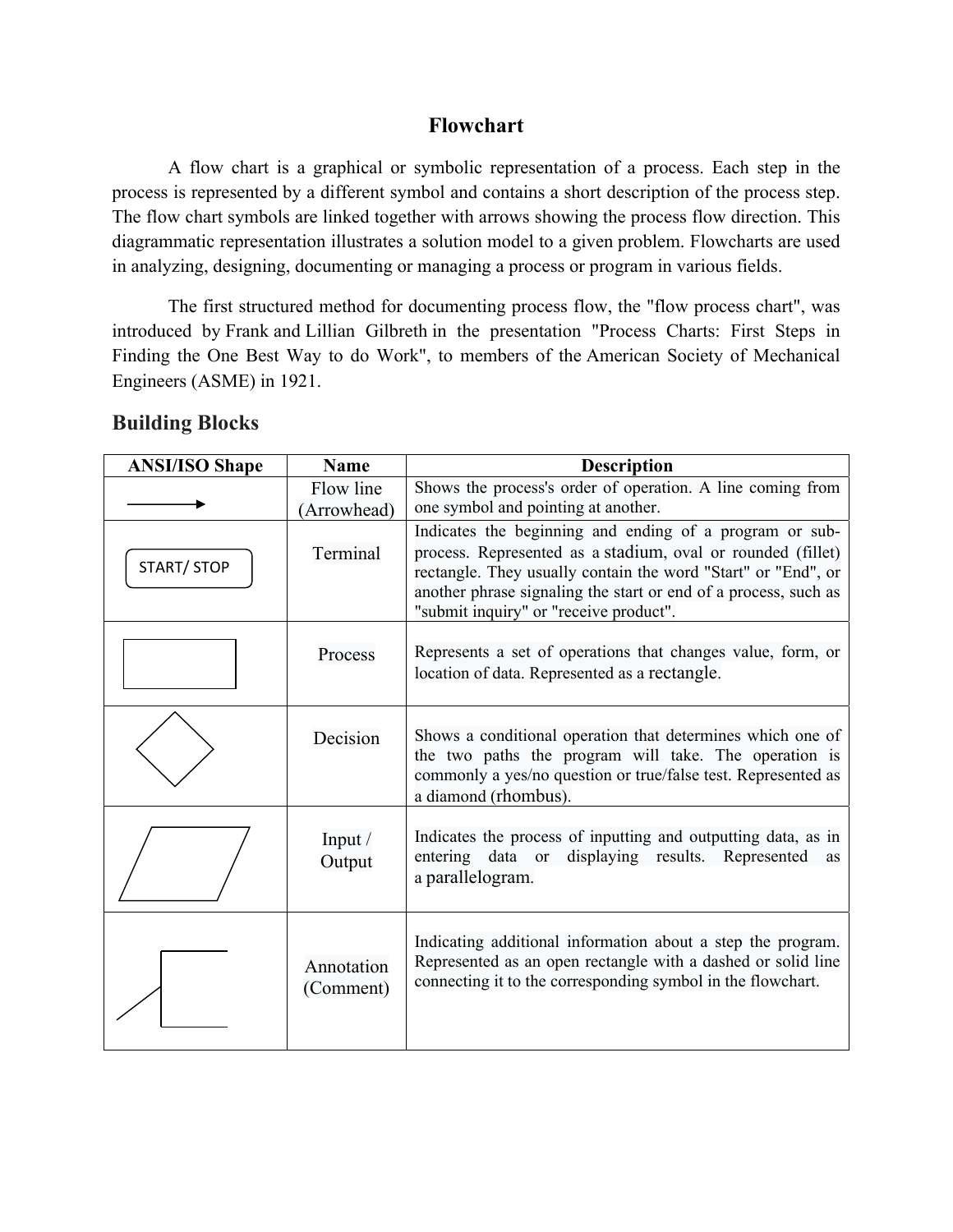# Flowchart

A flow chart is a graphical or symbolic representation of a process. Each step in the process is represented by a different symbol and contains a short description of the process step. The flow chart symbols are linked together with arrows showing the process flow direction. This diagrammatic representation illustrates a solution model to a given problem. Flowcharts are used in analyzing, designing, documenting or managing a process or program in various fields.

The first structured method for documenting process flow, the "flow process chart", was introduced by Frank and Lillian Gilbreth in the presentation "Process Charts: First Steps in Finding the One Best Way to do Work", to members of the American Society of Mechanical Engineers (ASME) in 1921.

## Building Blocks

| ANSI/ISO Shape | Name | Description |
|---|---|---|
| → | Flow line (Arrowhead) | Shows the process's order of operation. A line coming from one symbol and pointing at another. |
| START/ STOP | Terminal | Indicates the beginning and ending of a program or sub-process. Represented as a stadium, oval or rounded (fillet) rectangle. They usually contain the word "Start" or "End", or another phrase signaling the start or end of a process, such as "submit inquiry" or "receive product". |
| | Process | Represents a set of operations that changes value, form, or location of data. Represented as a rectangle. |
| | Decision | Shows a conditional operation that determines which one of the two paths the program will take. The operation is commonly a yes/no question or true/false test. Represented as a diamond (rhombus). |
| | Input / Output | Indicates the process of inputting and outputting data, as in entering data or displaying results. Represented as a parallelogram. |
| | Annotation (Comment) | Indicating additional information about a step the program. Represented as an open rectangle with a dashed or solid line connecting it to the corresponding symbol in the flowchart. |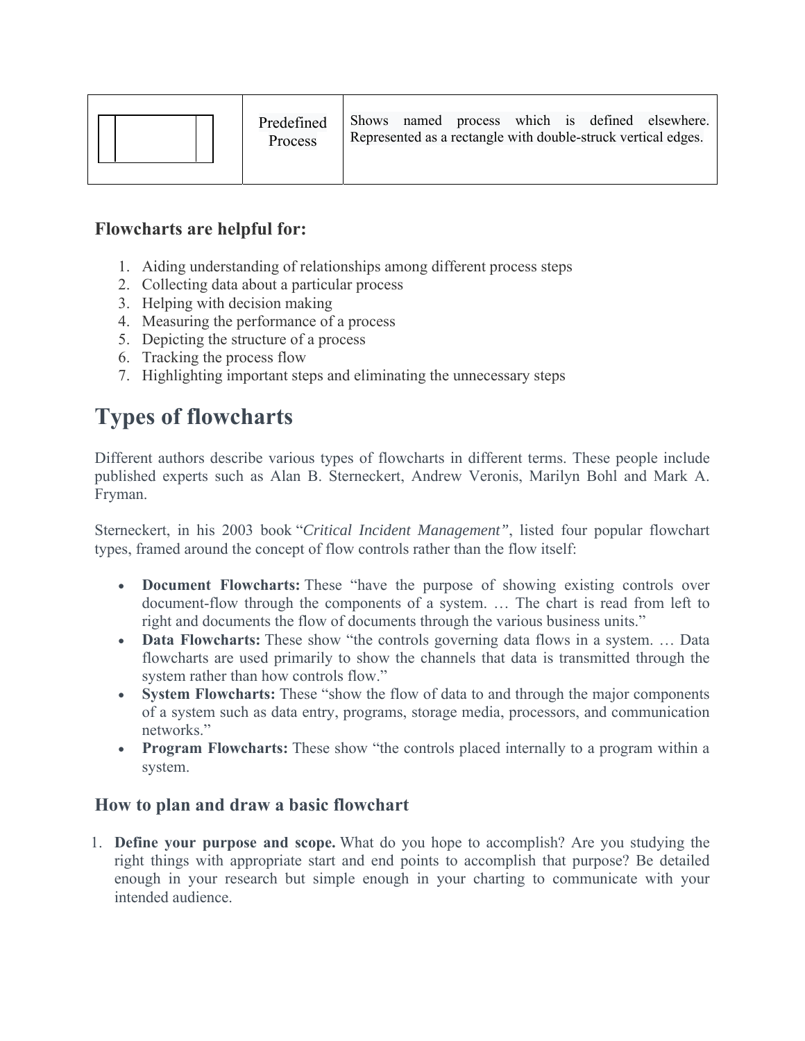| | Predefined Process | Shows named process which is defined elsewhere. Represented as a rectangle with double-struck vertical edges. |
|---|---|---|

### Flowcharts are helpful for:

1. Aiding understanding of relationships among different process steps
2. Collecting data about a particular process
3. Helping with decision making
4. Measuring the performance of a process
5. Depicting the structure of a process
6. Tracking the process flow
7. Highlighting important steps and eliminating the unnecessary steps

# Types of flowcharts

Different authors describe various types of flowcharts in different terms. These people include published experts such as Alan B. Sterneckert, Andrew Veronis, Marilyn Bohl and Mark A. Fryman.

Sterneckert, in his 2003 book "*Critical Incident Management"*, listed four popular flowchart types, framed around the concept of flow controls rather than the flow itself:

- **Document Flowcharts:** These "have the purpose of showing existing controls over document-flow through the components of a system. … The chart is read from left to right and documents the flow of documents through the various business units."
- **Data Flowcharts:** These show "the controls governing data flows in a system. … Data flowcharts are used primarily to show the channels that data is transmitted through the system rather than how controls flow."
- **System Flowcharts:** These "show the flow of data to and through the major components of a system such as data entry, programs, storage media, processors, and communication networks."
- **Program Flowcharts:** These show "the controls placed internally to a program within a system.

### How to plan and draw a basic flowchart

1. **Define your purpose and scope.** What do you hope to accomplish? Are you studying the right things with appropriate start and end points to accomplish that purpose? Be detailed enough in your research but simple enough in your charting to communicate with your intended audience.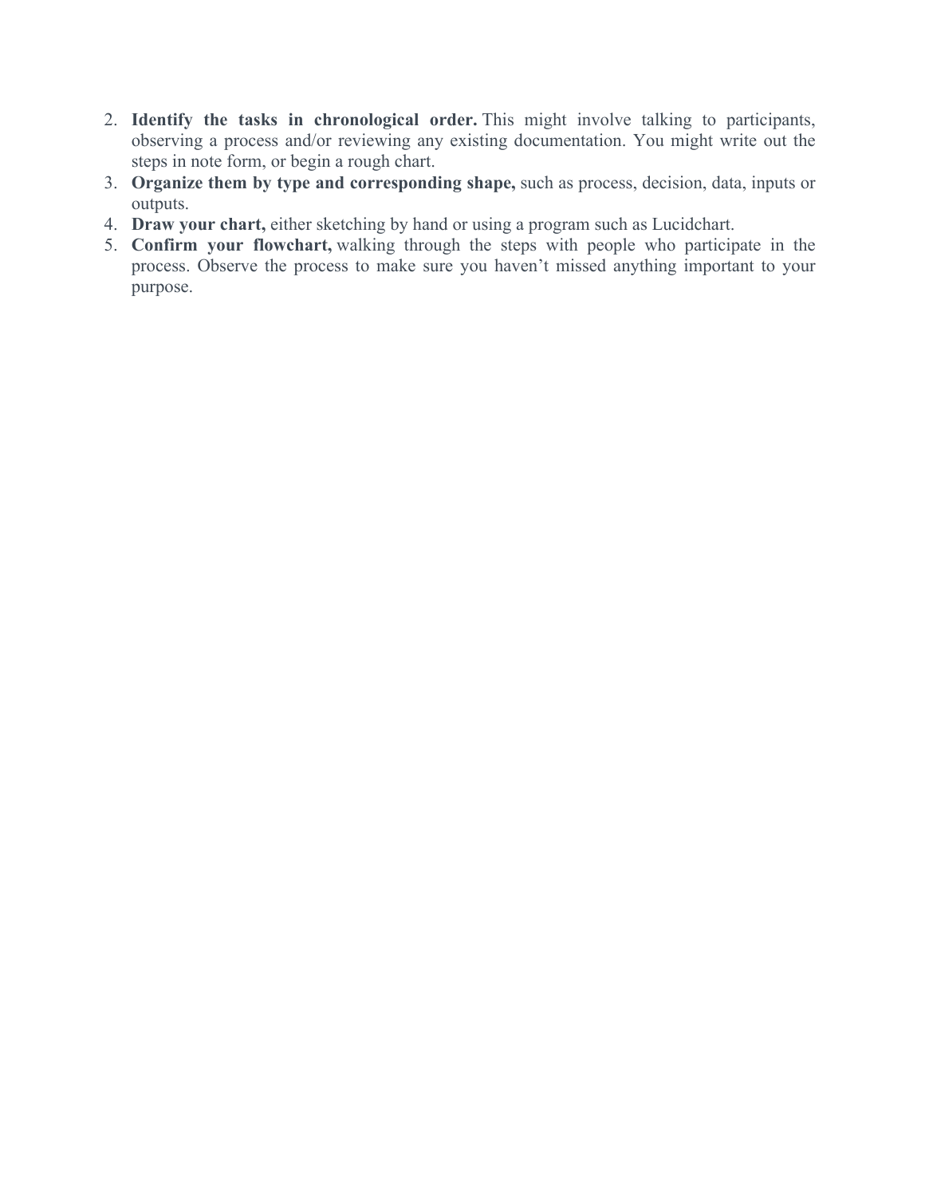2. **Identify the tasks in chronological order.** This might involve talking to participants, observing a process and/or reviewing any existing documentation. You might write out the steps in note form, or begin a rough chart.
3. **Organize them by type and corresponding shape,** such as process, decision, data, inputs or outputs.
4. **Draw your chart,** either sketching by hand or using a program such as Lucidchart.
5. **Confirm your flowchart,** walking through the steps with people who participate in the process. Observe the process to make sure you haven't missed anything important to your purpose.